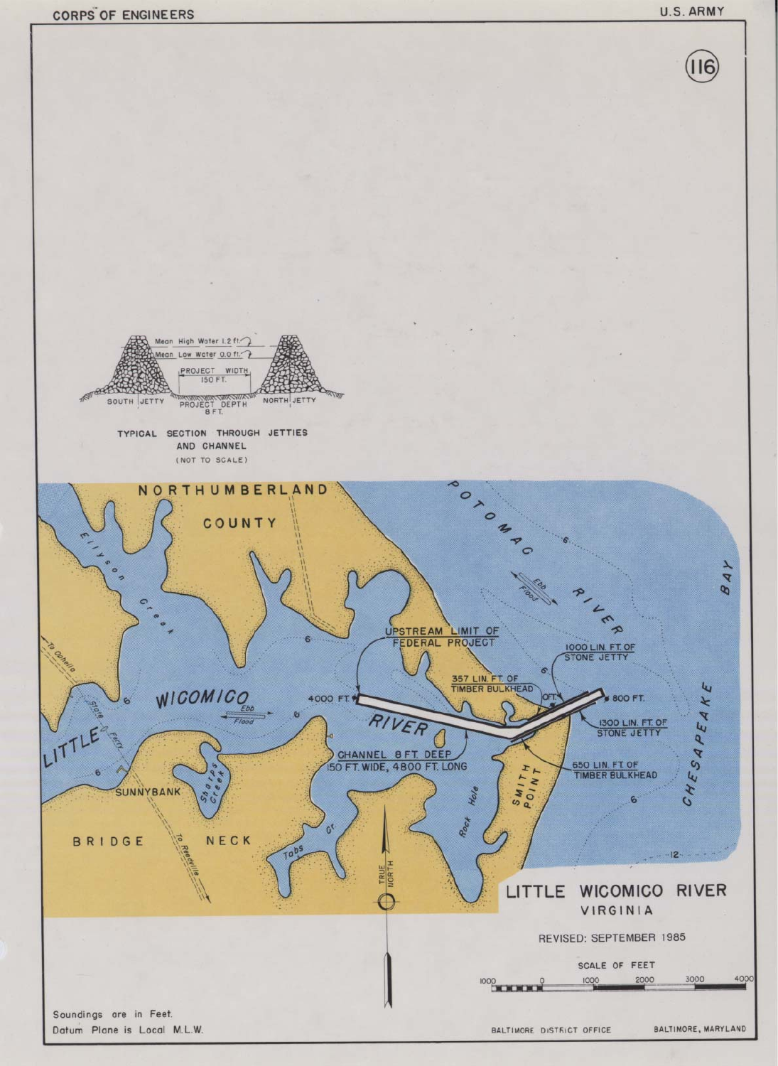CORPS OF ENGINEERS

U.S. ARMY

116

Mean High Water 1.2 ft.

Mean Low Water 0.0 ft.

PROJECT WIDTH 150 FT.

SOUTH JETTY

PROJECT DEPTH 8 FT.

NORTH JETTY

TYPICAL SECTION THROUGH JETTIES AND CHANNEL

(NOT TO SCALE)

NORTHUMBERLAND COUNTY

POTOMAC RIVER

Ebb

Flood

CHESAPEAKE BAY

Ellyson Creek

To Ophelia

State Ferry

LITTLE WICOMICO RIVER

Ebb

Flood

UPSTREAM LIMIT OF FEDERAL PROJECT

4000 FT.

357 LIN. FT. OF TIMBER BULKHEAD

0 FT.

1000 LIN. FT. OF STONE JETTY

800 FT.

1300 LIN. FT. OF STONE JETTY

650 LIN. FT. OF TIMBER BULKHEAD

CHANNEL 8 FT. DEEP 150 FT. WIDE, 4800 FT. LONG

SUNNYBANK

Sharps Creek

BRIDGE NECK

To Reedville

Tabs Cr.

Rock Hole

SMITH POINT

TRUE NORTH

6

12

# LITTLE WICOMICO RIVER

## VIRGINIA

REVISED: SEPTEMBER 1985

SCALE OF FEET

1000 0 1000 2000 3000 4000

Soundings are in Feet.

Datum Plane is Local M.L.W.

BALTIMORE DISTRICT OFFICE

BALTIMORE, MARYLAND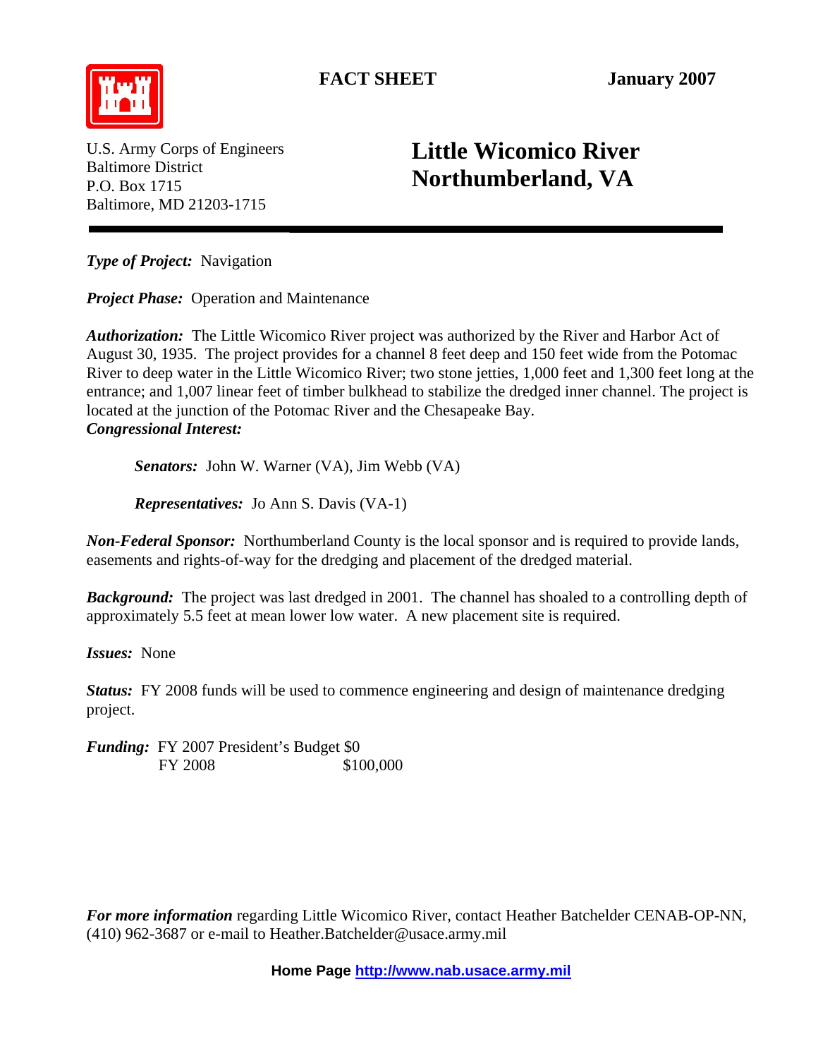**FACT SHEET** **January 2007**

U.S. Army Corps of Engineers
Baltimore District
P.O. Box 1715
Baltimore, MD 21203-1715

# Little Wicomico River Northumberland, VA

***Type of Project:*** Navigation

***Project Phase:*** Operation and Maintenance

***Authorization:*** The Little Wicomico River project was authorized by the River and Harbor Act of August 30, 1935. The project provides for a channel 8 feet deep and 150 feet wide from the Potomac River to deep water in the Little Wicomico River; two stone jetties, 1,000 feet and 1,300 feet long at the entrance; and 1,007 linear feet of timber bulkhead to stabilize the dredged inner channel. The project is located at the junction of the Potomac River and the Chesapeake Bay.

***Congressional Interest:***

> ***Senators:*** John W. Warner (VA), Jim Webb (VA)
>
> ***Representatives:*** Jo Ann S. Davis (VA-1)

***Non-Federal Sponsor:*** Northumberland County is the local sponsor and is required to provide lands, easements and rights-of-way for the dredging and placement of the dredged material.

***Background:*** The project was last dredged in 2001. The channel has shoaled to a controlling depth of approximately 5.5 feet at mean lower low water. A new placement site is required.

***Issues:*** None

***Status:*** FY 2008 funds will be used to commence engineering and design of maintenance dredging project.

***Funding:*** FY 2007 President's Budget $0
FY 2008 $100,000

***For more information*** regarding Little Wicomico River, contact Heather Batchelder CENAB-OP-NN, (410) 962-3687 or e-mail to Heather.Batchelder@usace.army.mil

**Home Page** http://www.nab.usace.army.mil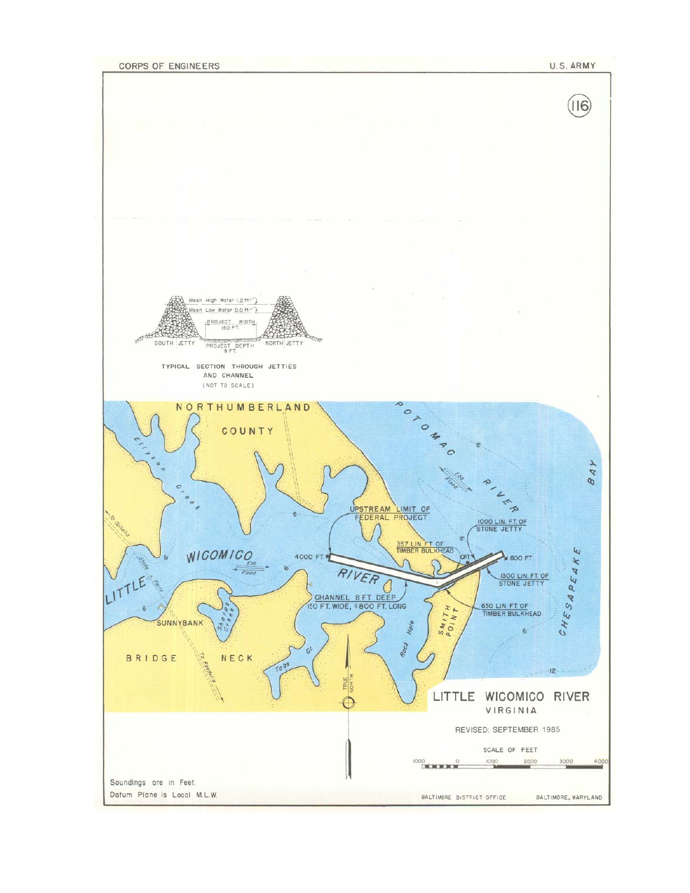CORPS OF ENGINEERS

U.S. ARMY

116

Mean High Water 1.2 ft.

Mean Low Water 0.0 ft.

PROJECT WIDTH 150 FT.

SOUTH JETTY

PROJECT DEPTH 8 FT.

NORTH JETTY

TYPICAL SECTION THROUGH JETTIES AND CHANNEL (NOT TO SCALE)

NORTHUMBERLAND COUNTY

POTOMAC RIVER

CHESAPEAKE BAY

Ellyson Creek

To Ophelia

State Ferry

LITTLE WICOMICO RIVER

Ebb

Flood

UPSTREAM LIMIT OF FEDERAL PROJECT

4000 FT.

357 LIN. FT. OF TIMBER BULKHEAD

0 FT.

1000 LIN. FT. OF STONE JETTY

800 FT.

1300 LIN. FT. OF STONE JETTY

650 LIN. FT. OF TIMBER BULKHEAD

CHANNEL 8 FT. DEEP 150 FT. WIDE, 4800 FT. LONG

SUNNYBANK

Shores Creek

BRIDGE NECK

To Reedville

Tops Cr.

Rock Hole

SMITH POINT

TRUE NORTH

6

12

# LITTLE WICOMICO RIVER

VIRGINIA

REVISED: SEPTEMBER 1985

SCALE OF FEET

1000 0 1000 2000 3000 4000

Soundings are in Feet.

Datum Plane is Local M.L.W.

BALTIMORE DISTRICT OFFICE

BALTIMORE, MARYLAND